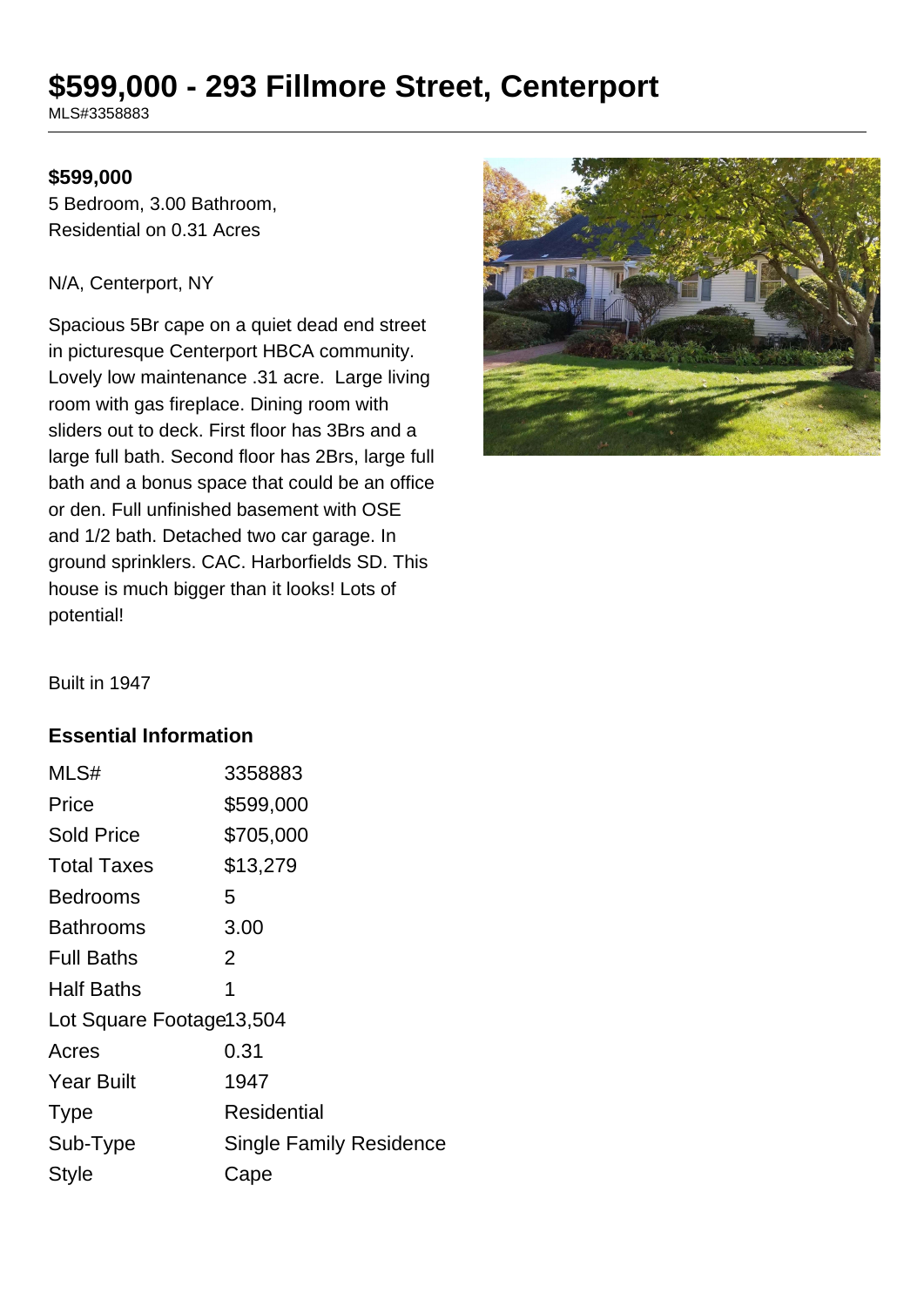# $599,000 - 293 Fillmore Street, Centerport

MLS#3358883

**$599,000**

5 Bedroom, 3.00 Bathroom, Residential on 0.31 Acres

N/A, Centerport, NY

Spacious 5Br cape on a quiet dead end street in picturesque Centerport HBCA community. Lovely low maintenance .31 acre. Large living room with gas fireplace. Dining room with sliders out to deck. First floor has 3Brs and a large full bath. Second floor has 2Brs, large full bath and a bonus space that could be an office or den. Full unfinished basement with OSE and 1/2 bath. Detached two car garage. In ground sprinklers. CAC. Harborfields SD. This house is much bigger than it looks! Lots of potential!

Built in 1947

## Essential Information

| | |
|---|---|
| MLS# | 3358883 |
| Price | $599,000 |
| Sold Price | $705,000 |
| Total Taxes | $13,279 |
| Bedrooms | 5 |
| Bathrooms | 3.00 |
| Full Baths | 2 |
| Half Baths | 1 |
| Lot Square Footage | 13,504 |
| Acres | 0.31 |
| Year Built | 1947 |
| Type | Residential |
| Sub-Type | Single Family Residence |
| Style | Cape |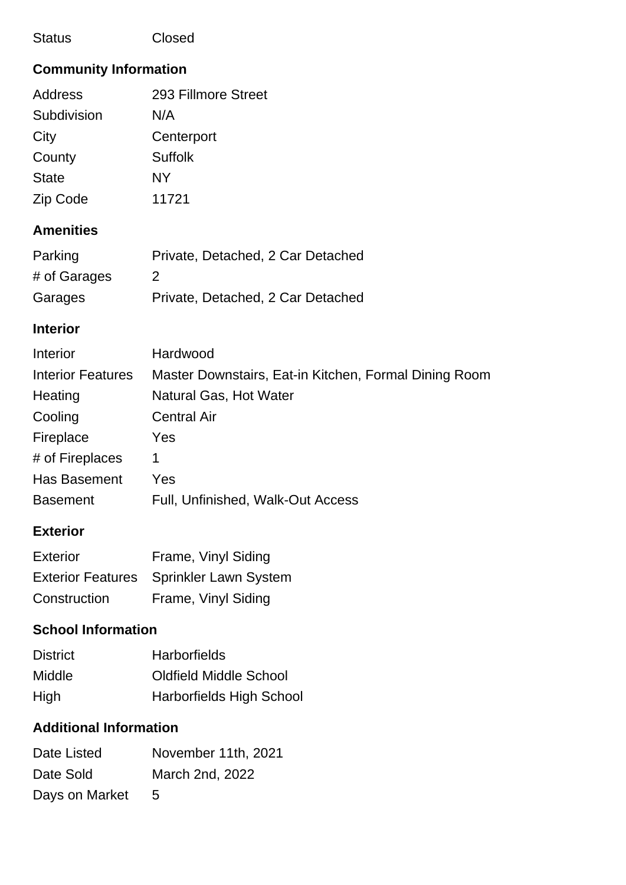| Status | Closed |
|---|---|

## Community Information

| Address | 293 Fillmore Street |
|---|---|
| Subdivision | N/A |
| City | Centerport |
| County | Suffolk |
| State | NY |
| Zip Code | 11721 |

## Amenities

| Parking | Private, Detached, 2 Car Detached |
|---|---|
| # of Garages | 2 |
| Garages | Private, Detached, 2 Car Detached |

## Interior

| Interior | Hardwood |
|---|---|
| Interior Features | Master Downstairs, Eat-in Kitchen, Formal Dining Room |
| Heating | Natural Gas, Hot Water |
| Cooling | Central Air |
| Fireplace | Yes |
| # of Fireplaces | 1 |
| Has Basement | Yes |
| Basement | Full, Unfinished, Walk-Out Access |

## Exterior

| Exterior | Frame, Vinyl Siding |
|---|---|
| Exterior Features | Sprinkler Lawn System |
| Construction | Frame, Vinyl Siding |

## School Information

| District | Harborfields |
|---|---|
| Middle | Oldfield Middle School |
| High | Harborfields High School |

## Additional Information

| Date Listed | November 11th, 2021 |
|---|---|
| Date Sold | March 2nd, 2022 |
| Days on Market | 5 |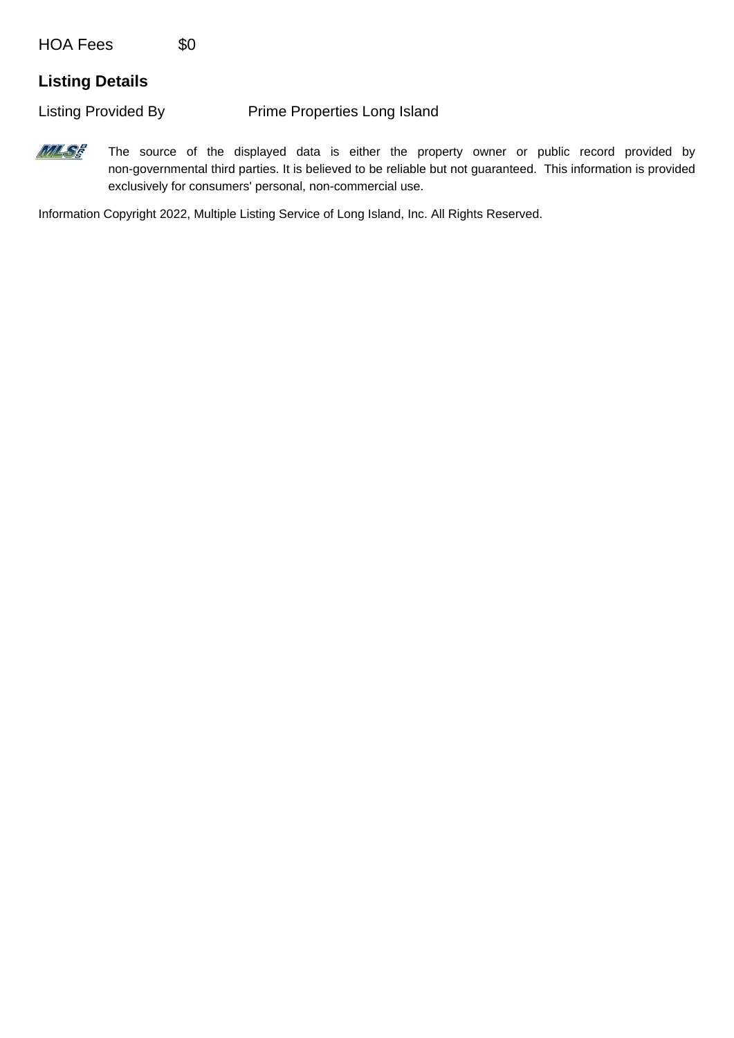| | |
|---|---|
| HOA Fees | $0 |

## Listing Details

| | |
|---|---|
| Listing Provided By | Prime Properties Long Island |

The source of the displayed data is either the property owner or public record provided by non-governmental third parties. It is believed to be reliable but not guaranteed. This information is provided exclusively for consumers' personal, non-commercial use.

Information Copyright 2022, Multiple Listing Service of Long Island, Inc. All Rights Reserved.